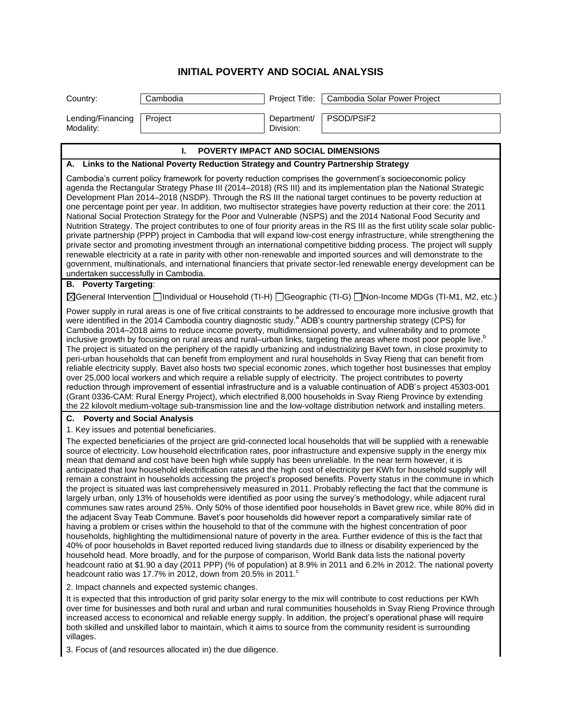# INITIAL POVERTY AND SOCIAL ANALYSIS

| Country: | Cambodia | Project Title: | Cambodia Solar Power Project |
|---|---|---|---|
| Lending/Financing Modality: | Project | Department/ Division: | PSOD/PSIF2 |

## I. POVERTY IMPACT AND SOCIAL DIMENSIONS

### A. Links to the National Poverty Reduction Strategy and Country Partnership Strategy

Cambodia's current policy framework for poverty reduction comprises the government's socioeconomic policy agenda the Rectangular Strategy Phase III (2014–2018) (RS III) and its implementation plan the National Strategic Development Plan 2014–2018 (NSDP). Through the RS III the national target continues to be poverty reduction at one percentage point per year. In addition, two multisector strategies have poverty reduction at their core: the 2011 National Social Protection Strategy for the Poor and Vulnerable (NSPS) and the 2014 National Food Security and Nutrition Strategy. The project contributes to one of four priority areas in the RS III as the first utility scale solar public-private partnership (PPP) project in Cambodia that will expand low-cost energy infrastructure, while strengthening the private sector and promoting investment through an international competitive bidding process. The project will supply renewable electricity at a rate in parity with other non-renewable and imported sources and will demonstrate to the government, multinationals, and international financiers that private sector-led renewable energy development can be undertaken successfully in Cambodia.

### B. Poverty Targeting:

☒General Intervention ☐Individual or Household (TI-H) ☐Geographic (TI-G) ☐Non-Income MDGs (TI-M1, M2, etc.)

Power supply in rural areas is one of five critical constraints to be addressed to encourage more inclusive growth that were identified in the 2014 Cambodia country diagnostic study.[a] ADB's country partnership strategy (CPS) for Cambodia 2014–2018 aims to reduce income poverty, multidimensional poverty, and vulnerability and to promote inclusive growth by focusing on rural areas and rural–urban links, targeting the areas where most poor people live.[b] The project is situated on the periphery of the rapidly urbanizing and industrializing Bavet town, in close proximity to peri-urban households that can benefit from employment and rural households in Svay Rieng that can benefit from reliable electricity supply. Bavet also hosts two special economic zones, which together host businesses that employ over 25,000 local workers and which require a reliable supply of electricity. The project contributes to poverty reduction through improvement of essential infrastructure and is a valuable continuation of ADB's project 45303-001 (Grant 0336-CAM: Rural Energy Project), which electrified 8,000 households in Svay Rieng Province by extending the 22 kilovolt medium-voltage sub-transmission line and the low-voltage distribution network and installing meters.

### C. Poverty and Social Analysis

1. Key issues and potential beneficiaries.

The expected beneficiaries of the project are grid-connected local households that will be supplied with a renewable source of electricity. Low household electrification rates, poor infrastructure and expensive supply in the energy mix mean that demand and cost have been high while supply has been unreliable. In the near term however, it is anticipated that low household electrification rates and the high cost of electricity per KWh for household supply will remain a constraint in households accessing the project's proposed benefits. Poverty status in the commune in which the project is situated was last comprehensively measured in 2011. Probably reflecting the fact that the commune is largely urban, only 13% of households were identified as poor using the survey's methodology, while adjacent rural communes saw rates around 25%. Only 50% of those identified poor households in Bavet grew rice, while 80% did in the adjacent Svay Teab Commune. Bavet's poor households did however report a comparatively similar rate of having a problem or crises within the household to that of the commune with the highest concentration of poor households, highlighting the multidimensional nature of poverty in the area. Further evidence of this is the fact that 40% of poor households in Bavet reported reduced living standards due to illness or disability experienced by the household head. More broadly, and for the purpose of comparison, World Bank data lists the national poverty headcount ratio at $1.90 a day (2011 PPP) (% of population) at 8.9% in 2011 and 6.2% in 2012. The national poverty headcount ratio was 17.7% in 2012, down from 20.5% in 2011.[c]

2. Impact channels and expected systemic changes.

It is expected that this introduction of grid parity solar energy to the mix will contribute to cost reductions per KWh over time for businesses and both rural and urban and rural communities households in Svay Rieng Province through increased access to economical and reliable energy supply. In addition, the project's operational phase will require both skilled and unskilled labor to maintain, which it aims to source from the community resident is surrounding villages.

3. Focus of (and resources allocated in) the due diligence.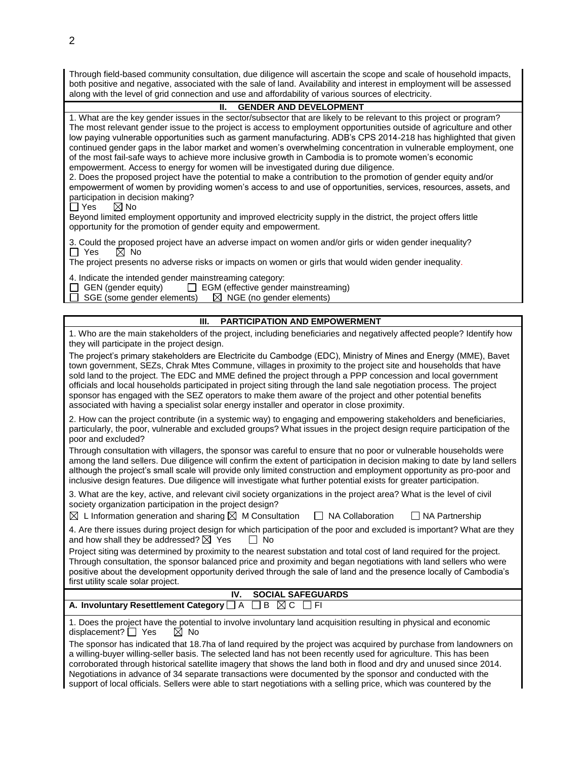Through field-based community consultation, due diligence will ascertain the scope and scale of household impacts, both positive and negative, associated with the sale of land. Availability and interest in employment will be assessed along with the level of grid connection and use and affordability of various sources of electricity.

## II. GENDER AND DEVELOPMENT

1. What are the key gender issues in the sector/subsector that are likely to be relevant to this project or program?
The most relevant gender issue to the project is access to employment opportunities outside of agriculture and other low paying vulnerable opportunities such as garment manufacturing. ADB's CPS 2014-218 has highlighted that given continued gender gaps in the labor market and women's overwhelming concentration in vulnerable employment, one of the most fail-safe ways to achieve more inclusive growth in Cambodia is to promote women's economic empowerment. Access to energy for women will be investigated during due diligence.

2. Does the proposed project have the potential to make a contribution to the promotion of gender equity and/or empowerment of women by providing women's access to and use of opportunities, services, resources, assets, and participation in decision making?
☐ Yes ☒ No
Beyond limited employment opportunity and improved electricity supply in the district, the project offers little opportunity for the promotion of gender equity and empowerment.

3. Could the proposed project have an adverse impact on women and/or girls or widen gender inequality?
☐ Yes ☒ No
The project presents no adverse risks or impacts on women or girls that would widen gender inequality.

4. Indicate the intended gender mainstreaming category:
☐ GEN (gender equity) ☐ EGM (effective gender mainstreaming)
☐ SGE (some gender elements) ☒ NGE (no gender elements)

## III. PARTICIPATION AND EMPOWERMENT

1. Who are the main stakeholders of the project, including beneficiaries and negatively affected people? Identify how they will participate in the project design.

The project's primary stakeholders are Electricite du Cambodge (EDC), Ministry of Mines and Energy (MME), Bavet town government, SEZs, Chrak Mtes Commune, villages in proximity to the project site and households that have sold land to the project. The EDC and MME defined the project through a PPP concession and local government officials and local households participated in project siting through the land sale negotiation process. The project sponsor has engaged with the SEZ operators to make them aware of the project and other potential benefits associated with having a specialist solar energy installer and operator in close proximity.

2. How can the project contribute (in a systemic way) to engaging and empowering stakeholders and beneficiaries, particularly, the poor, vulnerable and excluded groups? What issues in the project design require participation of the poor and excluded?

Through consultation with villagers, the sponsor was careful to ensure that no poor or vulnerable households were among the land sellers. Due diligence will confirm the extent of participation in decision making to date by land sellers although the project's small scale will provide only limited construction and employment opportunity as pro-poor and inclusive design features. Due diligence will investigate what further potential exists for greater participation.

3. What are the key, active, and relevant civil society organizations in the project area? What is the level of civil society organization participation in the project design?

☒ L Information generation and sharing ☒ M Consultation ☐ NA Collaboration ☐ NA Partnership

4. Are there issues during project design for which participation of the poor and excluded is important? What are they and how shall they be addressed? ☒ Yes ☐ No

Project siting was determined by proximity to the nearest substation and total cost of land required for the project. Through consultation, the sponsor balanced price and proximity and began negotiations with land sellers who were positive about the development opportunity derived through the sale of land and the presence locally of Cambodia's first utility scale solar project.

## IV. SOCIAL SAFEGUARDS

**A. Involuntary Resettlement Category** ☐ A ☐ B ☒ C ☐ FI

1. Does the project have the potential to involve involuntary land acquisition resulting in physical and economic displacement? ☐ Yes ☒ No

The sponsor has indicated that 18.7ha of land required by the project was acquired by purchase from landowners on a willing-buyer willing-seller basis. The selected land has not been recently used for agriculture. This has been corroborated through historical satellite imagery that shows the land both in flood and dry and unused since 2014. Negotiations in advance of 34 separate transactions were documented by the sponsor and conducted with the support of local officials. Sellers were able to start negotiations with a selling price, which was countered by the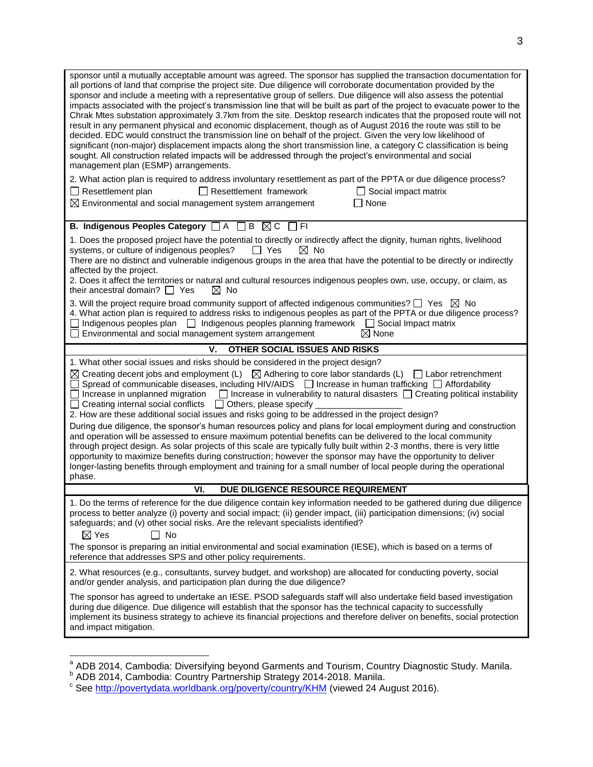sponsor until a mutually acceptable amount was agreed. The sponsor has supplied the transaction documentation for all portions of land that comprise the project site. Due diligence will corroborate documentation provided by the sponsor and include a meeting with a representative group of sellers. Due diligence will also assess the potential impacts associated with the project's transmission line that will be built as part of the project to evacuate power to the Chrak Mtes substation approximately 3.7km from the site. Desktop research indicates that the proposed route will not result in any permanent physical and economic displacement, though as of August 2016 the route was still to be decided. EDC would construct the transmission line on behalf of the project. Given the very low likelihood of significant (non-major) displacement impacts along the short transmission line, a category C classification is being sought. All construction related impacts will be addressed through the project's environmental and social management plan (ESMP) arrangements.

2. What action plan is required to address involuntary resettlement as part of the PPTA or due diligence process?

☐ Resettlement plan ☐ Resettlement framework ☐ Social impact matrix
☒ Environmental and social management system arrangement ☐ None

**B. Indigenous Peoples Category** ☐ A ☐ B ☒ C ☐ FI

1. Does the proposed project have the potential to directly or indirectly affect the dignity, human rights, livelihood systems, or culture of indigenous peoples? ☐ Yes ☒ No

There are no distinct and vulnerable indigenous groups in the area that have the potential to be directly or indirectly affected by the project.

2. Does it affect the territories or natural and cultural resources indigenous peoples own, use, occupy, or claim, as their ancestral domain? ☐ Yes ☒ No

3. Will the project require broad community support of affected indigenous communities? ☐ Yes ☒ No

4. What action plan is required to address risks to indigenous peoples as part of the PPTA or due diligence process?

☐ Indigenous peoples plan ☐ Indigenous peoples planning framework ☐ Social Impact matrix
☐ Environmental and social management system arrangement ☒ None

## V. OTHER SOCIAL ISSUES AND RISKS

1. What other social issues and risks should be considered in the project design?

☒ Creating decent jobs and employment (L) ☒ Adhering to core labor standards (L) ☐ Labor retrenchment
☐ Spread of communicable diseases, including HIV/AIDS ☐ Increase in human trafficking ☐ Affordability
☐ Increase in unplanned migration ☐ Increase in vulnerability to natural disasters ☐ Creating political instability
☐ Creating internal social conflicts ☐ Others, please specify ________________

2. How are these additional social issues and risks going to be addressed in the project design?

During due diligence, the sponsor's human resources policy and plans for local employment during and construction and operation will be assessed to ensure maximum potential benefits can be delivered to the local community through project design. As solar projects of this scale are typically fully built within 2-3 months, there is very little opportunity to maximize benefits during construction; however the sponsor may have the opportunity to deliver longer-lasting benefits through employment and training for a small number of local people during the operational phase.

## VI. DUE DILIGENCE RESOURCE REQUIREMENT

1. Do the terms of reference for the due diligence contain key information needed to be gathered during due diligence process to better analyze (i) poverty and social impact; (ii) gender impact, (iii) participation dimensions; (iv) social safeguards; and (v) other social risks. Are the relevant specialists identified?

☒ Yes ☐ No

The sponsor is preparing an initial environmental and social examination (IESE), which is based on a terms of reference that addresses SPS and other policy requirements.

2. What resources (e.g., consultants, survey budget, and workshop) are allocated for conducting poverty, social and/or gender analysis, and participation plan during the due diligence?

The sponsor has agreed to undertake an IESE. PSOD safeguards staff will also undertake field based investigation during due diligence. Due diligence will establish that the sponsor has the technical capacity to successfully implement its business strategy to achieve its financial projections and therefore deliver on benefits, social protection and impact mitigation.

---

[a] ADB 2014, Cambodia: Diversifying beyond Garments and Tourism, Country Diagnostic Study. Manila.

[b] ADB 2014, Cambodia: Country Partnership Strategy 2014-2018. Manila.

[c] See http://povertydata.worldbank.org/poverty/country/KHM (viewed 24 August 2016).